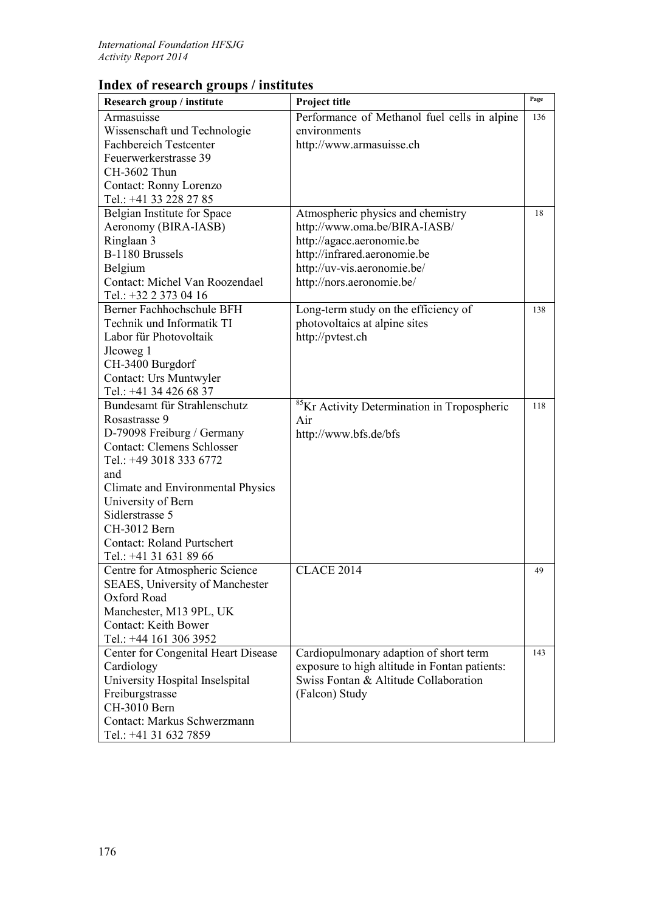## Index of research groups / institutes

| Research group / institute | Project title | Page |
|---|---|---|
| Armasuisse<br>Wissenschaft und Technologie<br>Fachbereich Testcenter<br>Feuerwerkerstrasse 39<br>CH-3602 Thun<br>Contact: Ronny Lorenzo<br>Tel.: +41 33 228 27 85 | Performance of Methanol fuel cells in alpine environments<br>http://www.armasuisse.ch | 136 |
| Belgian Institute for Space Aeronomy (BIRA-IASB)<br>Ringlaan 3<br>B-1180 Brussels<br>Belgium<br>Contact: Michel Van Roozendael<br>Tel.: +32 2 373 04 16 | Atmospheric physics and chemistry<br>http://www.oma.be/BIRA-IASB/<br>http://agacc.aeronomie.be<br>http://infrared.aeronomie.be<br>http://uv-vis.aeronomie.be/<br>http://nors.aeronomie.be/ | 18 |
| Berner Fachhochschule BFH<br>Technik und Informatik TI<br>Labor für Photovoltaik<br>Jlcoweg 1<br>CH-3400 Burgdorf<br>Contact: Urs Muntwyler<br>Tel.: +41 34 426 68 37 | Long-term study on the efficiency of photovoltaics at alpine sites<br>http://pvtest.ch | 138 |
| Bundesamt für Strahlenschutz<br>Rosastrasse 9<br>D-79098 Freiburg / Germany<br>Contact: Clemens Schlosser<br>Tel.: +49 3018 333 6772<br>and<br>Climate and Environmental Physics<br>University of Bern<br>Sidlerstrasse 5<br>CH-3012 Bern<br>Contact: Roland Purtschert<br>Tel.: +41 31 631 89 66 | $^{85}$Kr Activity Determination in Tropospheric Air<br>http://www.bfs.de/bfs | 118 |
| Centre for Atmospheric Science<br>SEAES, University of Manchester<br>Oxford Road<br>Manchester, M13 9PL, UK<br>Contact: Keith Bower<br>Tel.: +44 161 306 3952 | CLACE 2014 | 49 |
| Center for Congenital Heart Disease<br>Cardiology<br>University Hospital Inselspital<br>Freiburgstrasse<br>CH-3010 Bern<br>Contact: Markus Schwerzmann<br>Tel.: +41 31 632 7859 | Cardiopulmonary adaption of short term exposure to high altitude in Fontan patients: Swiss Fontan & Altitude Collaboration (Falcon) Study | 143 |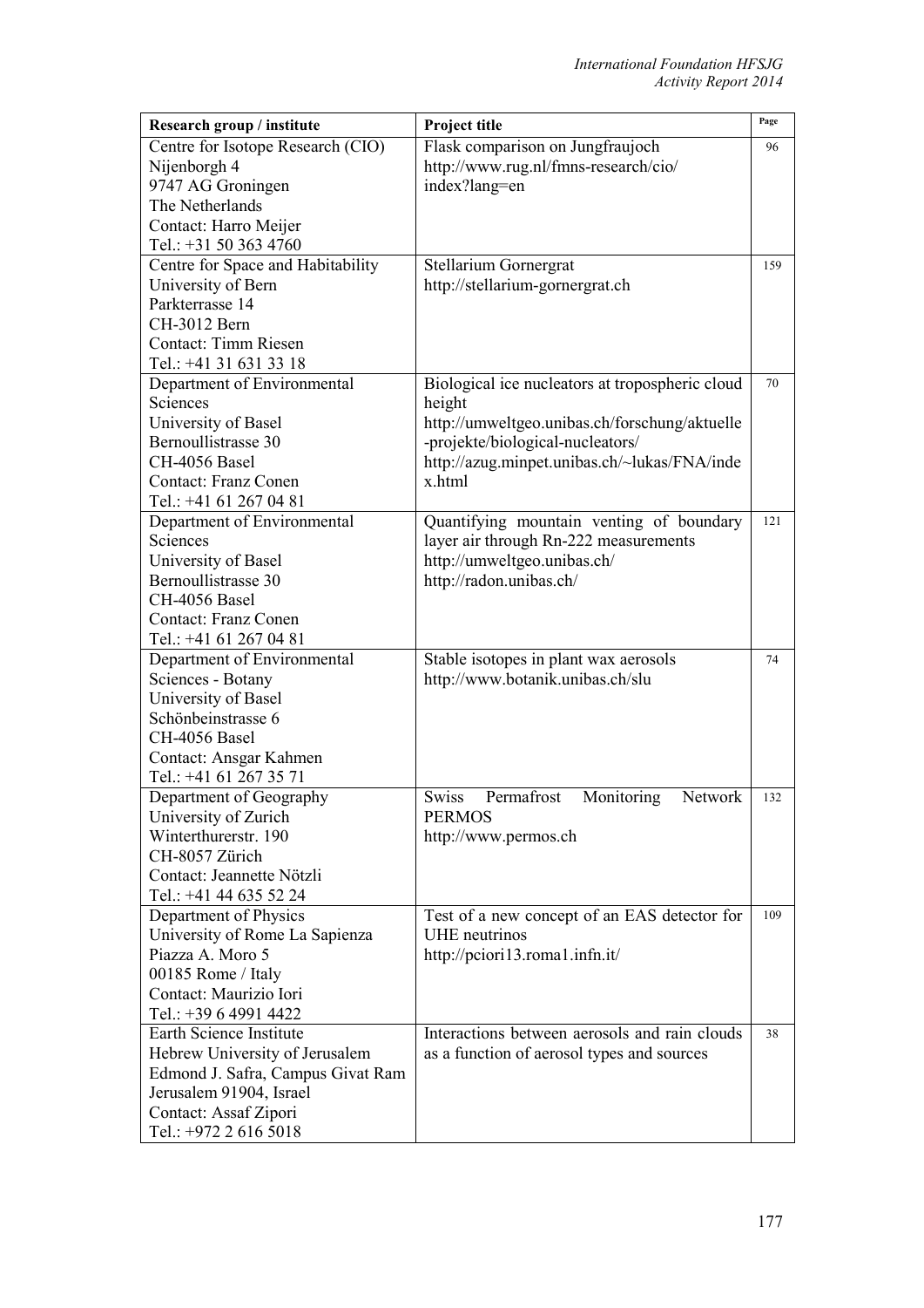| Research group / institute | Project title | Page |
|---|---|---|
| Centre for Isotope Research (CIO)<br>Nijenborgh 4<br>9747 AG Groningen<br>The Netherlands<br>Contact: Harro Meijer<br>Tel.: +31 50 363 4760 | Flask comparison on Jungfraujoch<br>http://www.rug.nl/fmns-research/cio/index?lang=en | 96 |
| Centre for Space and Habitability<br>University of Bern<br>Parkterrasse 14<br>CH-3012 Bern<br>Contact: Timm Riesen<br>Tel.: +41 31 631 33 18 | Stellarium Gornergrat<br>http://stellarium-gornergrat.ch | 159 |
| Department of Environmental Sciences<br>University of Basel<br>Bernoullistrasse 30<br>CH-4056 Basel<br>Contact: Franz Conen<br>Tel.: +41 61 267 04 81 | Biological ice nucleators at tropospheric cloud height<br>http://umweltgeo.unibas.ch/forschung/aktuelle-projekte/biological-nucleators/<br>http://azug.minpet.unibas.ch/~lukas/FNA/index.html | 70 |
| Department of Environmental Sciences<br>University of Basel<br>Bernoullistrasse 30<br>CH-4056 Basel<br>Contact: Franz Conen<br>Tel.: +41 61 267 04 81 | Quantifying mountain venting of boundary layer air through Rn-222 measurements<br>http://umweltgeo.unibas.ch/<br>http://radon.unibas.ch/ | 121 |
| Department of Environmental Sciences - Botany<br>University of Basel<br>Schönbeinstrasse 6<br>CH-4056 Basel<br>Contact: Ansgar Kahmen<br>Tel.: +41 61 267 35 71 | Stable isotopes in plant wax aerosols<br>http://www.botanik.unibas.ch/slu | 74 |
| Department of Geography<br>University of Zurich<br>Winterthurerstr. 190<br>CH-8057 Zürich<br>Contact: Jeannette Nötzli<br>Tel.: +41 44 635 52 24 | Swiss Permafrost Monitoring Network PERMOS<br>http://www.permos.ch | 132 |
| Department of Physics<br>University of Rome La Sapienza<br>Piazza A. Moro 5<br>00185 Rome / Italy<br>Contact: Maurizio Iori<br>Tel.: +39 6 4991 4422 | Test of a new concept of an EAS detector for UHE neutrinos<br>http://pciori13.roma1.infn.it/ | 109 |
| Earth Science Institute<br>Hebrew University of Jerusalem<br>Edmond J. Safra, Campus Givat Ram<br>Jerusalem 91904, Israel<br>Contact: Assaf Zipori<br>Tel.: +972 2 616 5018 | Interactions between aerosols and rain clouds as a function of aerosol types and sources | 38 |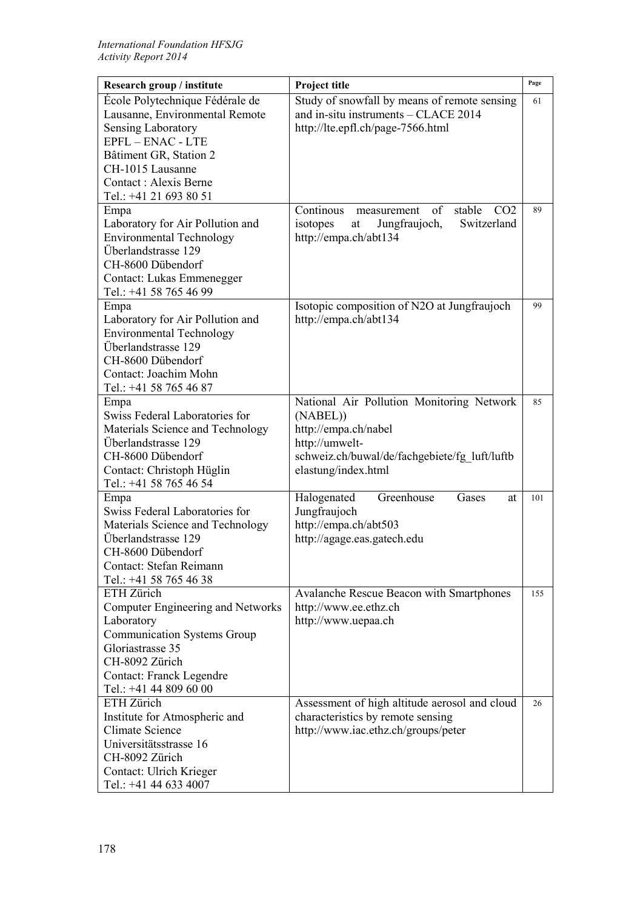| Research group / institute | Project title | Page |
|---|---|---|
| École Polytechnique Fédérale de Lausanne, Environmental Remote Sensing Laboratory<br>EPFL – ENAC - LTE<br>Bâtiment GR, Station 2<br>CH-1015 Lausanne<br>Contact : Alexis Berne<br>Tel.: +41 21 693 80 51 | Study of snowfall by means of remote sensing and in-situ instruments – CLACE 2014<br>http://lte.epfl.ch/page-7566.html | 61 |
| Empa<br>Laboratory for Air Pollution and Environmental Technology<br>Überlandstrasse 129<br>CH-8600 Dübendorf<br>Contact: Lukas Emmenegger<br>Tel.: +41 58 765 46 99 | Continous measurement of stable $CO_2$ isotopes at Jungfraujoch, Switzerland<br>http://empa.ch/abt134 | 89 |
| Empa<br>Laboratory for Air Pollution and Environmental Technology<br>Überlandstrasse 129<br>CH-8600 Dübendorf<br>Contact: Joachim Mohn<br>Tel.: +41 58 765 46 87 | Isotopic composition of $N_2O$ at Jungfraujoch<br>http://empa.ch/abt134 | 99 |
| Empa<br>Swiss Federal Laboratories for Materials Science and Technology<br>Überlandstrasse 129<br>CH-8600 Dübendorf<br>Contact: Christoph Hüglin<br>Tel.: +41 58 765 46 54 | National Air Pollution Monitoring Network (NABEL))<br>http://empa.ch/nabel<br>http://umwelt-schweiz.ch/buwal/de/fachgebiete/fg_luft/luftbelastung/index.html | 85 |
| Empa<br>Swiss Federal Laboratories for Materials Science and Technology<br>Überlandstrasse 129<br>CH-8600 Dübendorf<br>Contact: Stefan Reimann<br>Tel.: +41 58 765 46 38 | Halogenated Greenhouse Gases at Jungfraujoch<br>http://empa.ch/abt503<br>http://agage.eas.gatech.edu | 101 |
| ETH Zürich<br>Computer Engineering and Networks Laboratory<br>Communication Systems Group<br>Gloriastrasse 35<br>CH-8092 Zürich<br>Contact: Franck Legendre<br>Tel.: +41 44 809 60 00 | Avalanche Rescue Beacon with Smartphones<br>http://www.ee.ethz.ch<br>http://www.uepaa.ch | 155 |
| ETH Zürich<br>Institute for Atmospheric and Climate Science<br>Universitätsstrasse 16<br>CH-8092 Zürich<br>Contact: Ulrich Krieger<br>Tel.: +41 44 633 4007 | Assessment of high altitude aerosol and cloud characteristics by remote sensing<br>http://www.iac.ethz.ch/groups/peter | 26 |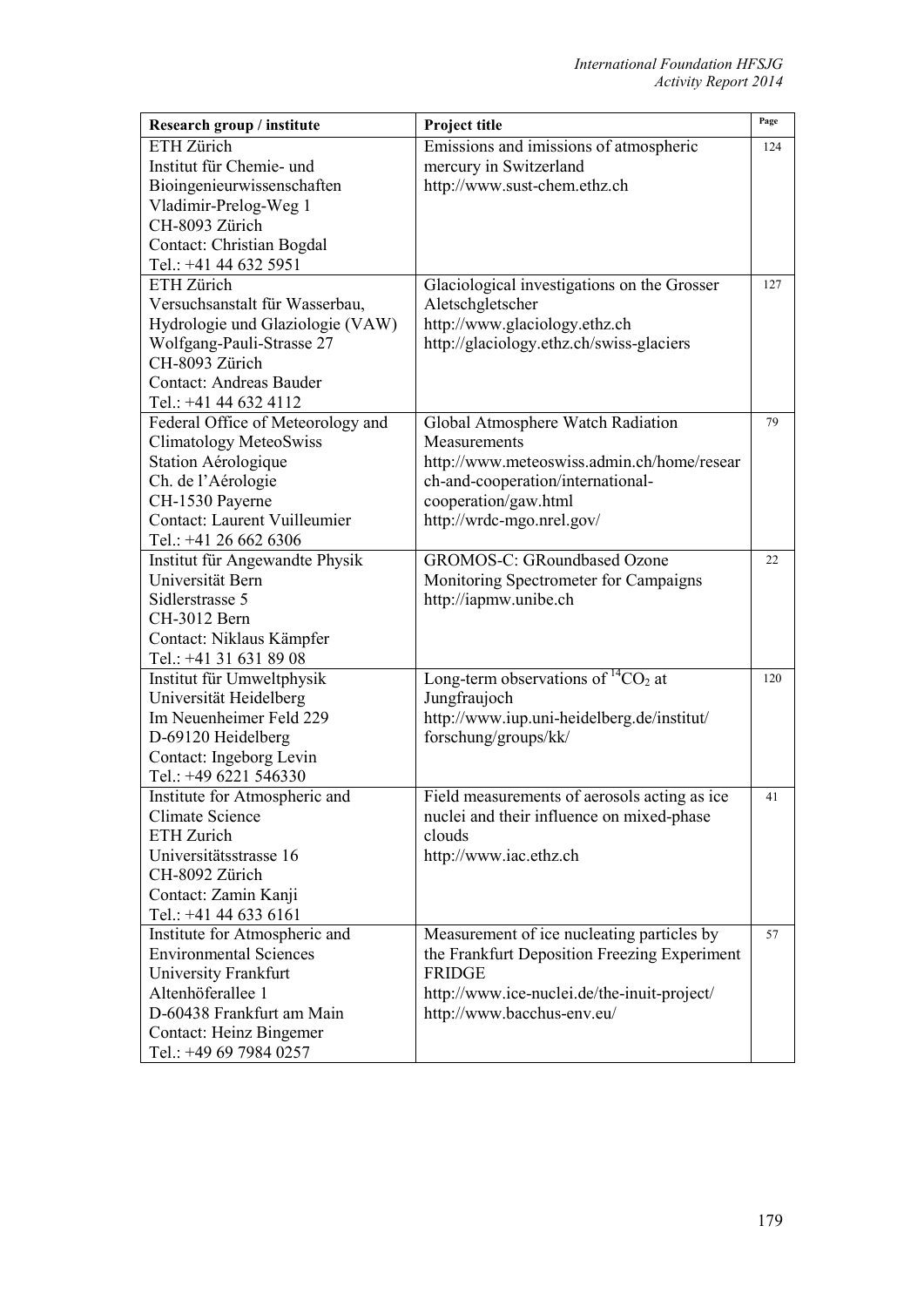| Research group / institute | Project title | Page |
|---|---|---|
| ETH Zürich<br>Institut für Chemie- und Bioingenieurwissenschaften<br>Vladimir-Prelog-Weg 1<br>CH-8093 Zürich<br>Contact: Christian Bogdal<br>Tel.: +41 44 632 5951 | Emissions and imissions of atmospheric mercury in Switzerland<br>http://www.sust-chem.ethz.ch | 124 |
| ETH Zürich<br>Versuchsanstalt für Wasserbau, Hydrologie und Glaziologie (VAW)<br>Wolfgang-Pauli-Strasse 27<br>CH-8093 Zürich<br>Contact: Andreas Bauder<br>Tel.: +41 44 632 4112 | Glaciological investigations on the Grosser Aletschgletscher<br>http://www.glaciology.ethz.ch<br>http://glaciology.ethz.ch/swiss-glaciers | 127 |
| Federal Office of Meteorology and Climatology MeteoSwiss<br>Station Aérologique<br>Ch. de l'Aérologie<br>CH-1530 Payerne<br>Contact: Laurent Vuilleumier<br>Tel.: +41 26 662 6306 | Global Atmosphere Watch Radiation Measurements<br>http://www.meteoswiss.admin.ch/home/research-and-cooperation/international-cooperation/gaw.html<br>http://wrdc-mgo.nrel.gov/ | 79 |
| Institut für Angewandte Physik<br>Universität Bern<br>Sidlerstrasse 5<br>CH-3012 Bern<br>Contact: Niklaus Kämpfer<br>Tel.: +41 31 631 89 08 | GROMOS-C: GRoundbased Ozone Monitoring Spectrometer for Campaigns<br>http://iapmw.unibe.ch | 22 |
| Institut für Umweltphysik<br>Universität Heidelberg<br>Im Neuenheimer Feld 229<br>D-69120 Heidelberg<br>Contact: Ingeborg Levin<br>Tel.: +49 6221 546330 | Long-term observations of $^{14}CO_2$ at Jungfraujoch<br>http://www.iup.uni-heidelberg.de/institut/forschung/groups/kk/ | 120 |
| Institute for Atmospheric and Climate Science<br>ETH Zurich<br>Universitätsstrasse 16<br>CH-8092 Zürich<br>Contact: Zamin Kanji<br>Tel.: +41 44 633 6161 | Field measurements of aerosols acting as ice nuclei and their influence on mixed-phase clouds<br>http://www.iac.ethz.ch | 41 |
| Institute for Atmospheric and Environmental Sciences<br>University Frankfurt<br>Altenhöferallee 1<br>D-60438 Frankfurt am Main<br>Contact: Heinz Bingemer<br>Tel.: +49 69 7984 0257 | Measurement of ice nucleating particles by the Frankfurt Deposition Freezing Experiment FRIDGE<br>http://www.ice-nuclei.de/the-inuit-project/<br>http://www.bacchus-env.eu/ | 57 |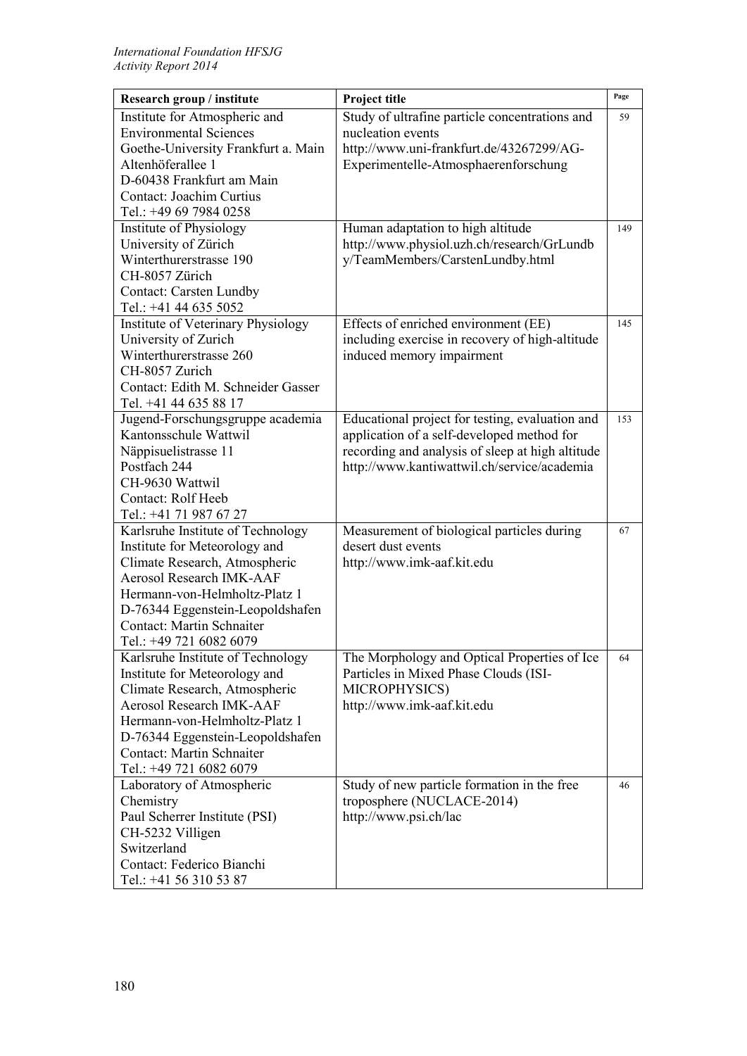| Research group / institute | Project title | Page |
|---|---|---|
| Institute for Atmospheric and Environmental Sciences<br>Goethe-University Frankfurt a. Main<br>Altenhöferallee 1<br>D-60438 Frankfurt am Main<br>Contact: Joachim Curtius<br>Tel.: +49 69 7984 0258 | Study of ultrafine particle concentrations and nucleation events<br>http://www.uni-frankfurt.de/43267299/AG-Experimentelle-Atmosphaerenforschung | 59 |
| Institute of Physiology<br>University of Zürich<br>Winterthurerstrasse 190<br>CH-8057 Zürich<br>Contact: Carsten Lundby<br>Tel.: +41 44 635 5052 | Human adaptation to high altitude<br>http://www.physiol.uzh.ch/research/GrLundby/TeamMembers/CarstenLundby.html | 149 |
| Institute of Veterinary Physiology<br>University of Zurich<br>Winterthurerstrasse 260<br>CH-8057 Zurich<br>Contact: Edith M. Schneider Gasser<br>Tel. +41 44 635 88 17 | Effects of enriched environment (EE) including exercise in recovery of high-altitude induced memory impairment | 145 |
| Jugend-Forschungsgruppe academia<br>Kantonsschule Wattwil<br>Näppisuelistrasse 11<br>Postfach 244<br>CH-9630 Wattwil<br>Contact: Rolf Heeb<br>Tel.: +41 71 987 67 27 | Educational project for testing, evaluation and application of a self-developed method for recording and analysis of sleep at high altitude<br>http://www.kantiwattwil.ch/service/academia | 153 |
| Karlsruhe Institute of Technology<br>Institute for Meteorology and Climate Research, Atmospheric Aerosol Research IMK-AAF<br>Hermann-von-Helmholtz-Platz 1<br>D-76344 Eggenstein-Leopoldshafen<br>Contact: Martin Schnaiter<br>Tel.: +49 721 6082 6079 | Measurement of biological particles during desert dust events<br>http://www.imk-aaf.kit.edu | 67 |
| Karlsruhe Institute of Technology<br>Institute for Meteorology and Climate Research, Atmospheric Aerosol Research IMK-AAF<br>Hermann-von-Helmholtz-Platz 1<br>D-76344 Eggenstein-Leopoldshafen<br>Contact: Martin Schnaiter<br>Tel.: +49 721 6082 6079 | The Morphology and Optical Properties of Ice Particles in Mixed Phase Clouds (ISI-MICROPHYSICS)<br>http://www.imk-aaf.kit.edu | 64 |
| Laboratory of Atmospheric Chemistry<br>Paul Scherrer Institute (PSI)<br>CH-5232 Villigen<br>Switzerland<br>Contact: Federico Bianchi<br>Tel.: +41 56 310 53 87 | Study of new particle formation in the free troposphere (NUCLACE-2014)<br>http://www.psi.ch/lac | 46 |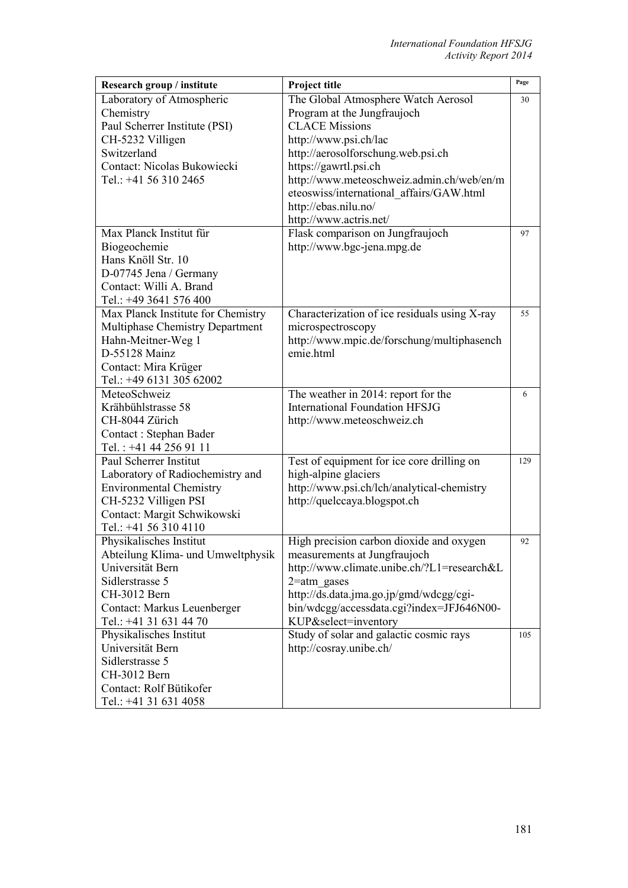| Research group / institute | Project title | Page |
|---|---|---|
| Laboratory of Atmospheric Chemistry<br>Paul Scherrer Institute (PSI)<br>CH-5232 Villigen<br>Switzerland<br>Contact: Nicolas Bukowiecki<br>Tel.: +41 56 310 2465 | The Global Atmosphere Watch Aerosol Program at the Jungfraujoch<br>CLACE Missions<br>http://www.psi.ch/lac<br>http://aerosolforschung.web.psi.ch<br>https://gawrtl.psi.ch<br>http://www.meteoschweiz.admin.ch/web/en/meteoswiss/international_affairs/GAW.html<br>http://ebas.nilu.no/<br>http://www.actris.net/ | 30 |
| Max Planck Institut für Biogeochemie<br>Hans Knöll Str. 10<br>D-07745 Jena / Germany<br>Contact: Willi A. Brand<br>Tel.: +49 3641 576 400 | Flask comparison on Jungfraujoch<br>http://www.bgc-jena.mpg.de | 97 |
| Max Planck Institute for Chemistry<br>Multiphase Chemistry Department<br>Hahn-Meitner-Weg 1<br>D-55128 Mainz<br>Contact: Mira Krüger<br>Tel.: +49 6131 305 62002 | Characterization of ice residuals using X-ray microspectroscopy<br>http://www.mpic.de/forschung/multiphasenchemie.html | 55 |
| MeteoSchweiz<br>Krähbühlstrasse 58<br>CH-8044 Zürich<br>Contact : Stephan Bader<br>Tel. : +41 44 256 91 11 | The weather in 2014: report for the International Foundation HFSJG<br>http://www.meteoschweiz.ch | 6 |
| Paul Scherrer Institut<br>Laboratory of Radiochemistry and Environmental Chemistry<br>CH-5232 Villigen PSI<br>Contact: Margit Schwikowski<br>Tel.: +41 56 310 4110 | Test of equipment for ice core drilling on high-alpine glaciers<br>http://www.psi.ch/lch/analytical-chemistry<br>http://quelccaya.blogspot.ch | 129 |
| Physikalisches Institut<br>Abteilung Klima- und Umweltphysik<br>Universität Bern<br>Sidlerstrasse 5<br>CH-3012 Bern<br>Contact: Markus Leuenberger<br>Tel.: +41 31 631 44 70 | High precision carbon dioxide and oxygen measurements at Jungfraujoch<br>http://www.climate.unibe.ch/?L1=research&L2=atm_gases<br>http://ds.data.jma.go.jp/gmd/wdcgg/cgi-bin/wdcgg/accessdata.cgi?index=JFJ646N00-KUP&select=inventory | 92 |
| Physikalisches Institut<br>Universität Bern<br>Sidlerstrasse 5<br>CH-3012 Bern<br>Contact: Rolf Bütikofer<br>Tel.: +41 31 631 4058 | Study of solar and galactic cosmic rays<br>http://cosray.unibe.ch/ | 105 |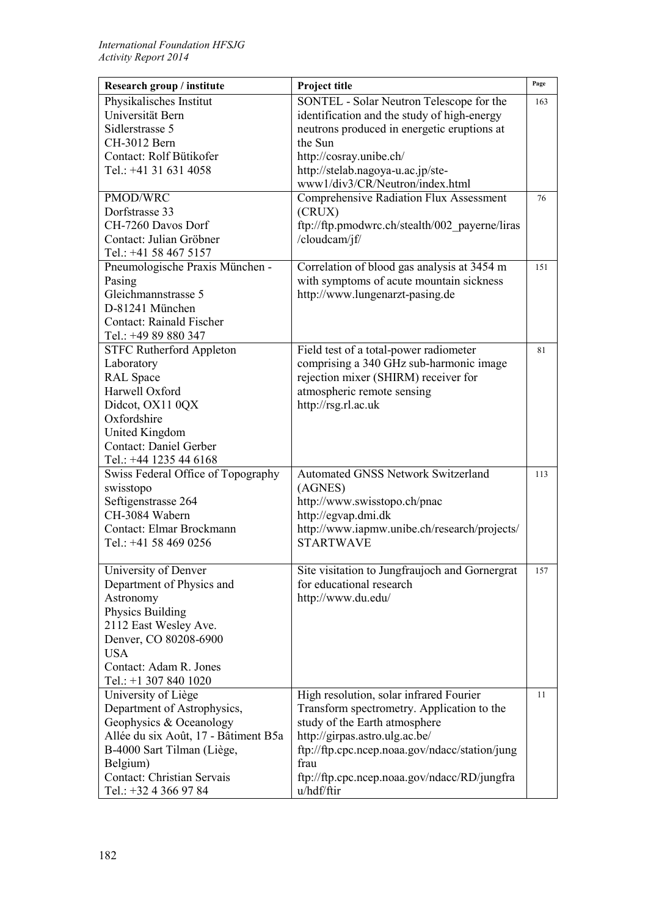| Research group / institute | Project title | Page |
|---|---|---|
| Physikalisches Institut<br>Universität Bern<br>Sidlerstrasse 5<br>CH-3012 Bern<br>Contact: Rolf Bütikofer<br>Tel.: +41 31 631 4058 | SONTEL - Solar Neutron Telescope for the identification and the study of high-energy neutrons produced in energetic eruptions at the Sun<br>http://cosray.unibe.ch/<br>http://stelab.nagoya-u.ac.jp/ste-www1/div3/CR/Neutron/index.html | 163 |
| PMOD/WRC<br>Dorfstrasse 33<br>CH-7260 Davos Dorf<br>Contact: Julian Gröbner<br>Tel.: +41 58 467 5157 | Comprehensive Radiation Flux Assessment (CRUX)<br>ftp://ftp.pmodwrc.ch/stealth/002_payerne/liras/cloudcam/jf/ | 76 |
| Pneumologische Praxis München - Pasing<br>Gleichmannstrasse 5<br>D-81241 München<br>Contact: Rainald Fischer<br>Tel.: +49 89 880 347 | Correlation of blood gas analysis at 3454 m with symptoms of acute mountain sickness<br>http://www.lungenarzt-pasing.de | 151 |
| STFC Rutherford Appleton Laboratory<br>RAL Space<br>Harwell Oxford<br>Didcot, OX11 0QX<br>Oxfordshire<br>United Kingdom<br>Contact: Daniel Gerber<br>Tel.: +44 1235 44 6168 | Field test of a total-power radiometer comprising a 340 GHz sub-harmonic image rejection mixer (SHIRM) receiver for atmospheric remote sensing<br>http://rsg.rl.ac.uk | 81 |
| Swiss Federal Office of Topography swisstopo<br>Seftigenstrasse 264<br>CH-3084 Wabern<br>Contact: Elmar Brockmann<br>Tel.: +41 58 469 0256 | Automated GNSS Network Switzerland (AGNES)<br>http://www.swisstopo.ch/pnac<br>http://egvap.dmi.dk<br>http://www.iapmw.unibe.ch/research/projects/STARTWAVE | 113 |
| University of Denver<br>Department of Physics and Astronomy<br>Physics Building<br>2112 East Wesley Ave.<br>Denver, CO 80208-6900<br>USA<br>Contact: Adam R. Jones<br>Tel.: +1 307 840 1020 | Site visitation to Jungfraujoch and Gornergrat for educational research<br>http://www.du.edu/ | 157 |
| University of Liège<br>Department of Astrophysics, Geophysics & Oceanology<br>Allée du six Août, 17 - Bâtiment B5a<br>B-4000 Sart Tilman (Liège, Belgium)<br>Contact: Christian Servais<br>Tel.: +32 4 366 97 84 | High resolution, solar infrared Fourier Transform spectrometry. Application to the study of the Earth atmosphere<br>http://girpas.astro.ulg.ac.be/<br>ftp://ftp.cpc.ncep.noaa.gov/ndacc/station/jungfrau<br>ftp://ftp.cpc.ncep.noaa.gov/ndacc/RD/jungfrau/hdf/ftir | 11 |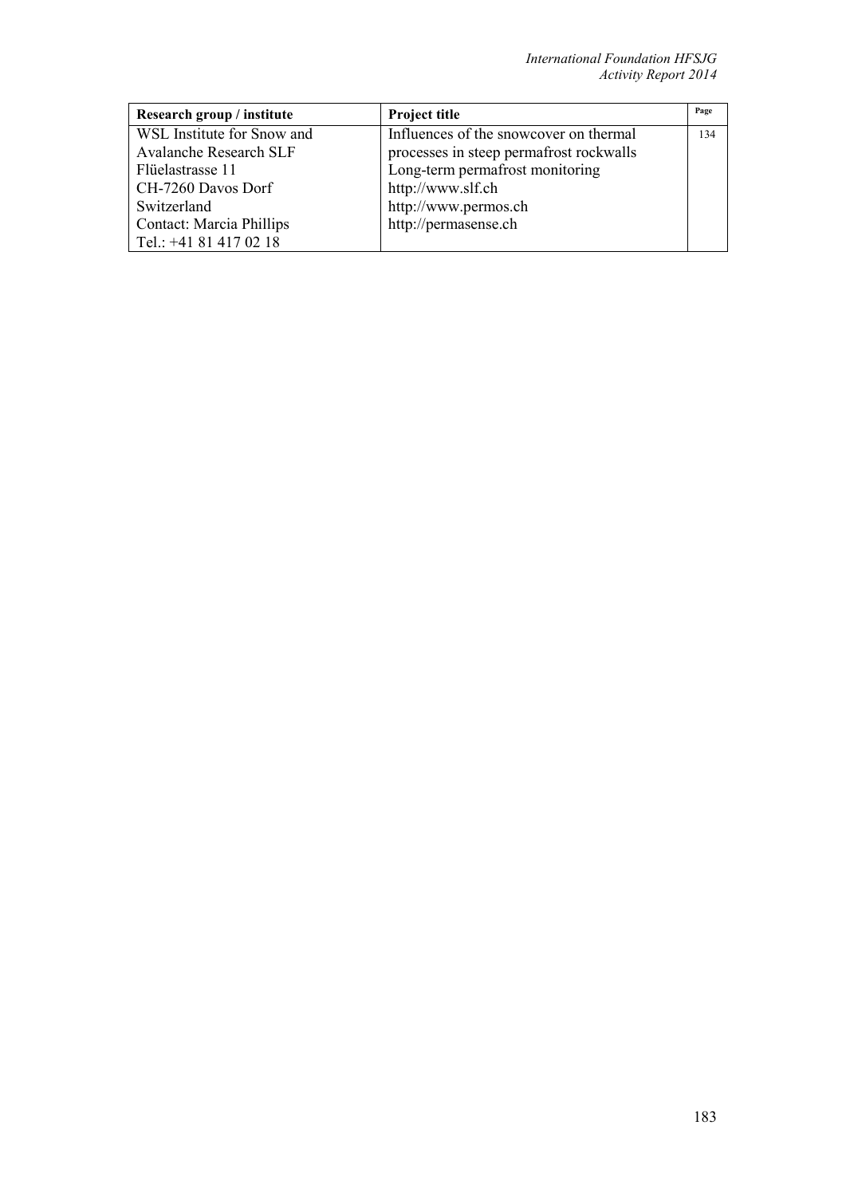| Research group / institute | Project title | Page |
|---|---|---|
| WSL Institute for Snow and Avalanche Research SLF<br>Flüelastrasse 11<br>CH-7260 Davos Dorf<br>Switzerland<br>Contact: Marcia Phillips<br>Tel.: +41 81 417 02 18 | Influences of the snowcover on thermal processes in steep permafrost rockwalls<br>Long-term permafrost monitoring<br>http://www.slf.ch<br>http://www.permos.ch<br>http://permasense.ch | 134 |